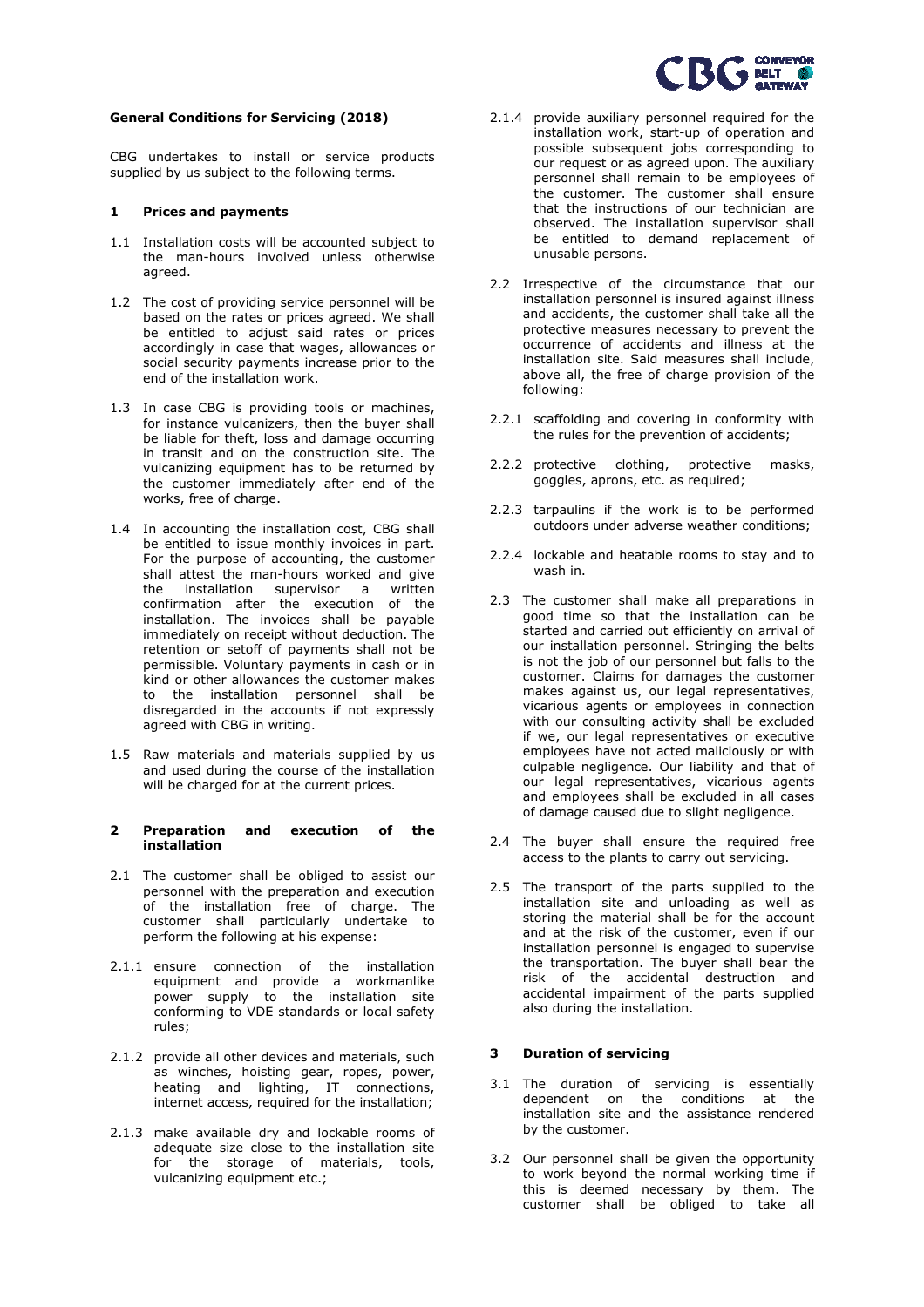**General Conditions for Servicing (2018)**

CBG undertakes to install or service products supplied by us subject to the following terms.

## 1 Prices and payments

1.1 Installation costs will be accounted subject to the man-hours involved unless otherwise agreed.

1.2 The cost of providing service personnel will be based on the rates or prices agreed. We shall be entitled to adjust said rates or prices accordingly in case that wages, allowances or social security payments increase prior to the end of the installation work.

1.3 In case CBG is providing tools or machines, for instance vulcanizers, then the buyer shall be liable for theft, loss and damage occurring in transit and on the construction site. The vulcanizing equipment has to be returned by the customer immediately after end of the works, free of charge.

1.4 In accounting the installation cost, CBG shall be entitled to issue monthly invoices in part. For the purpose of accounting, the customer shall attest the man-hours worked and give the installation supervisor a written confirmation after the execution of the installation. The invoices shall be payable immediately on receipt without deduction. The retention or setoff of payments shall not be permissible. Voluntary payments in cash or in kind or other allowances the customer makes to the installation personnel shall be disregarded in the accounts if not expressly agreed with CBG in writing.

1.5 Raw materials and materials supplied by us and used during the course of the installation will be charged for at the current prices.

## 2 Preparation and execution of the installation

2.1 The customer shall be obliged to assist our personnel with the preparation and execution of the installation free of charge. The customer shall particularly undertake to perform the following at his expense:

2.1.1 ensure connection of the installation equipment and provide a workmanlike power supply to the installation site conforming to VDE standards or local safety rules;

2.1.2 provide all other devices and materials, such as winches, hoisting gear, ropes, power, heating and lighting, IT connections, internet access, required for the installation;

2.1.3 make available dry and lockable rooms of adequate size close to the installation site for the storage of materials, tools, vulcanizing equipment etc.;

2.1.4 provide auxiliary personnel required for the installation work, start-up of operation and possible subsequent jobs corresponding to our request or as agreed upon. The auxiliary personnel shall remain to be employees of the customer. The customer shall ensure that the instructions of our technician are observed. The installation supervisor shall be entitled to demand replacement of unusable persons.

2.2 Irrespective of the circumstance that our installation personnel is insured against illness and accidents, the customer shall take all the protective measures necessary to prevent the occurrence of accidents and illness at the installation site. Said measures shall include, above all, the free of charge provision of the following:

2.2.1 scaffolding and covering in conformity with the rules for the prevention of accidents;

2.2.2 protective clothing, protective masks, goggles, aprons, etc. as required;

2.2.3 tarpaulins if the work is to be performed outdoors under adverse weather conditions;

2.2.4 lockable and heatable rooms to stay and to wash in.

2.3 The customer shall make all preparations in good time so that the installation can be started and carried out efficiently on arrival of our installation personnel. Stringing the belts is not the job of our personnel but falls to the customer. Claims for damages the customer makes against us, our legal representatives, vicarious agents or employees in connection with our consulting activity shall be excluded if we, our legal representatives or executive employees have not acted maliciously or with culpable negligence. Our liability and that of our legal representatives, vicarious agents and employees shall be excluded in all cases of damage caused due to slight negligence.

2.4 The buyer shall ensure the required free access to the plants to carry out servicing.

2.5 The transport of the parts supplied to the installation site and unloading as well as storing the material shall be for the account and at the risk of the customer, even if our installation personnel is engaged to supervise the transportation. The buyer shall bear the risk of the accidental destruction and accidental impairment of the parts supplied also during the installation.

## 3 Duration of servicing

3.1 The duration of servicing is essentially dependent on the conditions at the installation site and the assistance rendered by the customer.

3.2 Our personnel shall be given the opportunity to work beyond the normal working time if this is deemed necessary by them. The customer shall be obliged to take all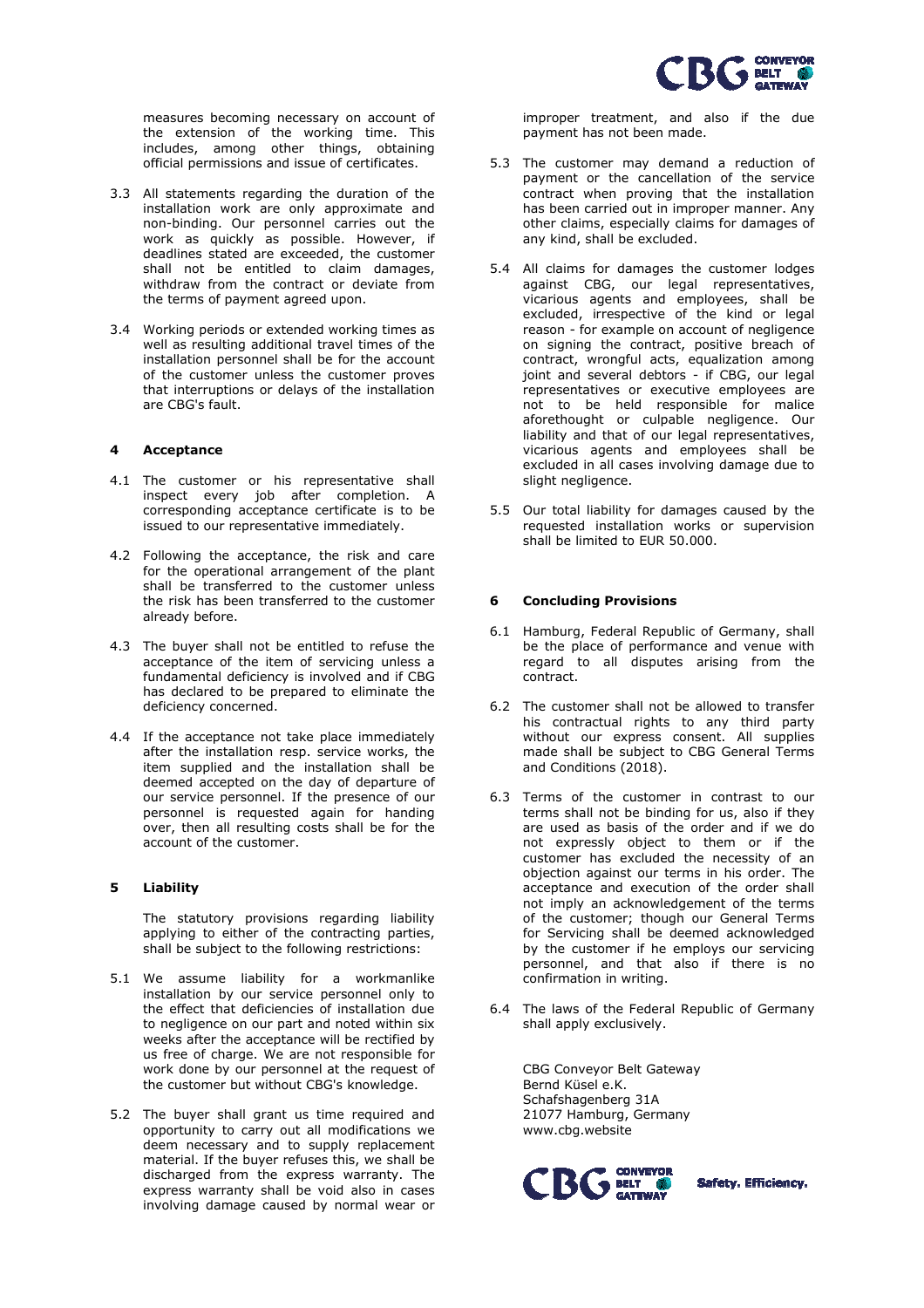measures becoming necessary on account of the extension of the working time. This includes, among other things, obtaining official permissions and issue of certificates.

3.3 All statements regarding the duration of the installation work are only approximate and non-binding. Our personnel carries out the work as quickly as possible. However, if deadlines stated are exceeded, the customer shall not be entitled to claim damages, withdraw from the contract or deviate from the terms of payment agreed upon.

3.4 Working periods or extended working times as well as resulting additional travel times of the installation personnel shall be for the account of the customer unless the customer proves that interruptions or delays of the installation are CBG's fault.

## 4 Acceptance

4.1 The customer or his representative shall inspect every job after completion. A corresponding acceptance certificate is to be issued to our representative immediately.

4.2 Following the acceptance, the risk and care for the operational arrangement of the plant shall be transferred to the customer unless the risk has been transferred to the customer already before.

4.3 The buyer shall not be entitled to refuse the acceptance of the item of servicing unless a fundamental deficiency is involved and if CBG has declared to be prepared to eliminate the deficiency concerned.

4.4 If the acceptance not take place immediately after the installation resp. service works, the item supplied and the installation shall be deemed accepted on the day of departure of our service personnel. If the presence of our personnel is requested again for handing over, then all resulting costs shall be for the account of the customer.

## 5 Liability

The statutory provisions regarding liability applying to either of the contracting parties, shall be subject to the following restrictions:

5.1 We assume liability for a workmanlike installation by our service personnel only to the effect that deficiencies of installation due to negligence on our part and noted within six weeks after the acceptance will be rectified by us free of charge. We are not responsible for work done by our personnel at the request of the customer but without CBG's knowledge.

5.2 The buyer shall grant us time required and opportunity to carry out all modifications we deem necessary and to supply replacement material. If the buyer refuses this, we shall be discharged from the express warranty. The express warranty shall be void also in cases involving damage caused by normal wear or improper treatment, and also if the due payment has not been made.

5.3 The customer may demand a reduction of payment or the cancellation of the service contract when proving that the installation has been carried out in improper manner. Any other claims, especially claims for damages of any kind, shall be excluded.

5.4 All claims for damages the customer lodges against CBG, our legal representatives, vicarious agents and employees, shall be excluded, irrespective of the kind or legal reason - for example on account of negligence on signing the contract, positive breach of contract, wrongful acts, equalization among joint and several debtors - if CBG, our legal representatives or executive employees are not to be held responsible for malice aforethought or culpable negligence. Our liability and that of our legal representatives, vicarious agents and employees shall be excluded in all cases involving damage due to slight negligence.

5.5 Our total liability for damages caused by the requested installation works or supervision shall be limited to EUR 50.000.

## 6 Concluding Provisions

6.1 Hamburg, Federal Republic of Germany, shall be the place of performance and venue with regard to all disputes arising from the contract.

6.2 The customer shall not be allowed to transfer his contractual rights to any third party without our express consent. All supplies made shall be subject to CBG General Terms and Conditions (2018).

6.3 Terms of the customer in contrast to our terms shall not be binding for us, also if they are used as basis of the order and if we do not expressly object to them or if the customer has excluded the necessity of an objection against our terms in his order. The acceptance and execution of the order shall not imply an acknowledgement of the terms of the customer; though our General Terms for Servicing shall be deemed acknowledged by the customer if he employs our servicing personnel, and that also if there is no confirmation in writing.

6.4 The laws of the Federal Republic of Germany shall apply exclusively.

CBG Conveyor Belt Gateway
Bernd Küsel e.K.
Schafshagenberg 31A
21077 Hamburg, Germany
www.cbg.website

Safety. Efficiency.